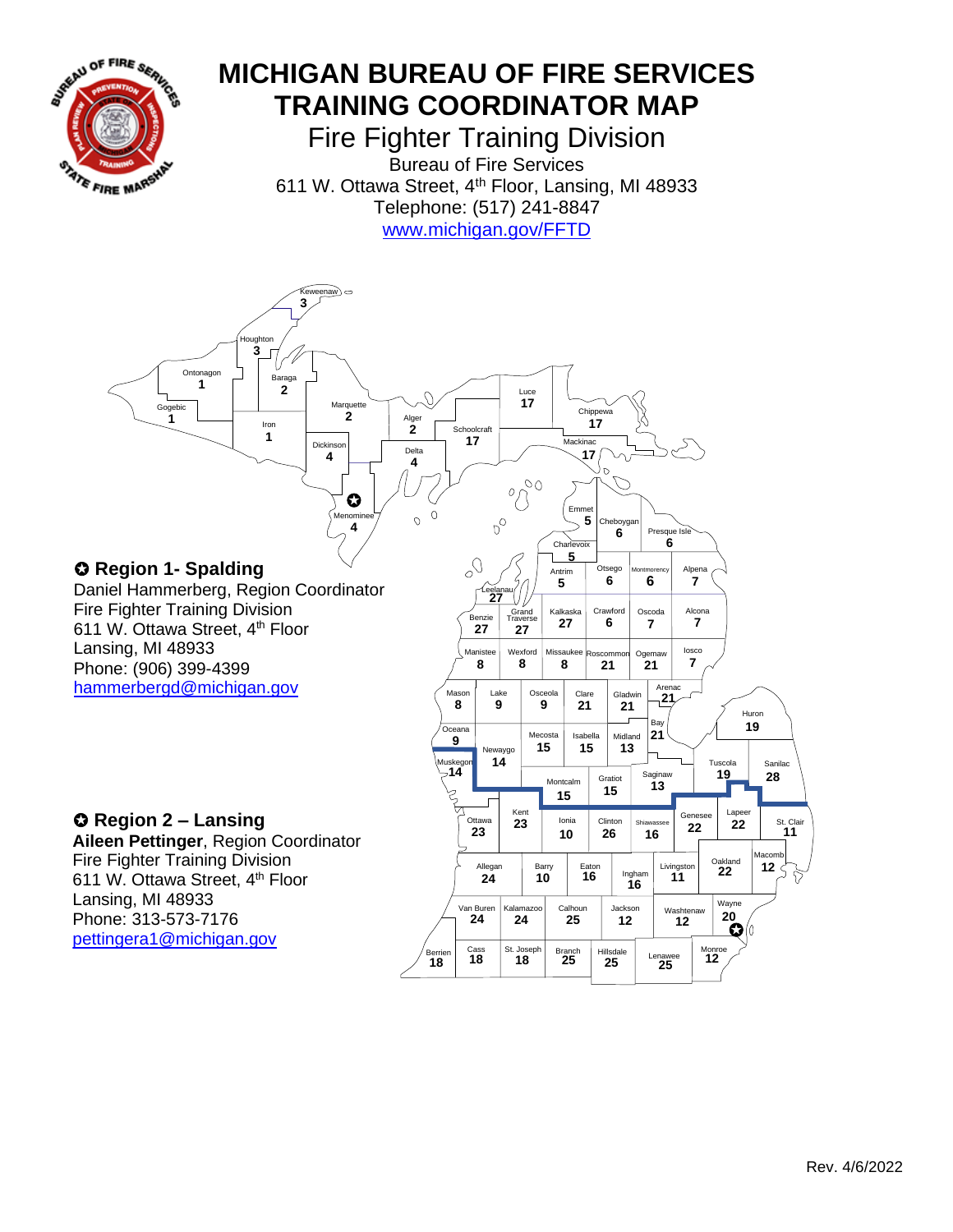# MICHIGAN BUREAU OF FIRE SERVICES TRAINING COORDINATOR MAP

## Fire Fighter Training Division

Bureau of Fire Services
611 W. Ottawa Street, 4th Floor, Lansing, MI 48933
Telephone: (517) 241-8847
www.michigan.gov/FFTD

Keweenaw 3, Houghton 3, Ontonagon 1, Baraga 2, Gogebic 1, Iron 1, Marquette 2, Alger 2, Luce 17, Chippewa 17, Schoolcraft 17, Mackinac 17, Dickinson 4, Delta 4, Menominee 4, Emmet 5, Cheboygan 6, Presque Isle 6, Charlevoix 5, Antrim 5, Otsego 6, Montmorency 6, Alpena 7, Leelanau 27, Benzie 27, Grand Traverse 27, Kalkaska 27, Crawford 6, Oscoda 7, Alcona 7, Manistee 8, Wexford 8, Missaukee 8, Roscommon 21, Ogemaw 21, Iosco 7, Mason 8, Lake 9, Osceola 9, Clare 21, Gladwin 21, Arenac 21, Huron 19, Oceana 9, Newaygo 14, Mecosta 15, Isabella 15, Midland 13, Bay 21, Muskegon 14, Montcalm 15, Gratiot 15, Saginaw 13, Tuscola 19, Sanilac 28, Ottawa 23, Kent 23, Ionia 10, Clinton 26, Shiawassee 16, Genesee 22, Lapeer 22, St. Clair 11, Allegan 24, Barry 10, Eaton 16, Ingham 16, Livingston 11, Oakland 22, Macomb 12, Van Buren 24, Kalamazoo 24, Calhoun 25, Jackson 12, Washtenaw 12, Wayne 20, Berrien 18, Cass 18, St. Joseph 18, Branch 25, Hillsdale 25, Lenawee 25, Monroe 12

### ✪ Region 1- Spalding

Daniel Hammerberg, Region Coordinator
Fire Fighter Training Division
611 W. Ottawa Street, 4th Floor
Lansing, MI 48933
Phone: (906) 399-4399
hammerbergd@michigan.gov

### ✪ Region 2 – Lansing

**Aileen Pettinger**, Region Coordinator
Fire Fighter Training Division
611 W. Ottawa Street, 4th Floor
Lansing, MI 48933
Phone: 313-573-7176
pettingera1@michigan.gov

Rev. 4/6/2022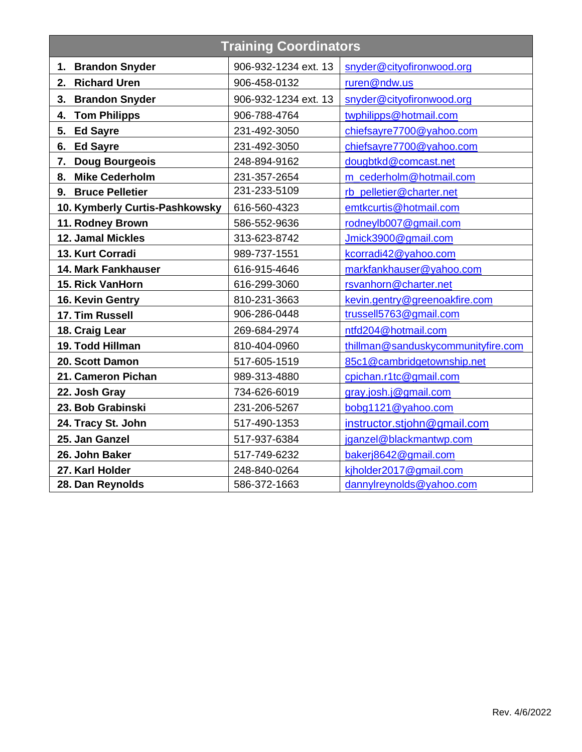| Training Coordinators | | |
|---|---|---|
| **1. Brandon Snyder** | 906-932-1234 ext. 13 | snyder@cityofironwood.org |
| **2. Richard Uren** | 906-458-0132 | ruren@ndw.us |
| **3. Brandon Snyder** | 906-932-1234 ext. 13 | snyder@cityofironwood.org |
| **4. Tom Philipps** | 906-788-4764 | twphilipps@hotmail.com |
| **5. Ed Sayre** | 231-492-3050 | chiefsayre7700@yahoo.com |
| **6. Ed Sayre** | 231-492-3050 | chiefsayre7700@yahoo.com |
| **7. Doug Bourgeois** | 248-894-9162 | dougbtkd@comcast.net |
| **8. Mike Cederholm** | 231-357-2654 | m_cederholm@hotmail.com |
| **9. Bruce Pelletier** | 231-233-5109 | rb_pelletier@charter.net |
| **10. Kymberly Curtis-Pashkowsky** | 616-560-4323 | emtkcurtis@hotmail.com |
| **11. Rodney Brown** | 586-552-9636 | rodneylb007@gmail.com |
| **12. Jamal Mickles** | 313-623-8742 | Jmick3900@gmail.com |
| **13. Kurt Corradi** | 989-737-1551 | kcorradi42@yahoo.com |
| **14. Mark Fankhauser** | 616-915-4646 | markfankhauser@yahoo.com |
| **15. Rick VanHorn** | 616-299-3060 | rsvanhorn@charter.net |
| **16. Kevin Gentry** | 810-231-3663 | kevin.gentry@greenoakfire.com |
| **17. Tim Russell** | 906-286-0448 | trussell5763@gmail.com |
| **18. Craig Lear** | 269-684-2974 | ntfd204@hotmail.com |
| **19. Todd Hillman** | 810-404-0960 | thillman@sanduskycommunityfire.com |
| **20. Scott Damon** | 517-605-1519 | 85c1@cambridgetownship.net |
| **21. Cameron Pichan** | 989-313-4880 | cpichan.r1tc@gmail.com |
| **22. Josh Gray** | 734-626-6019 | gray.josh.j@gmail.com |
| **23. Bob Grabinski** | 231-206-5267 | bobg1121@yahoo.com |
| **24. Tracy St. John** | 517-490-1353 | instructor.stjohn@gmail.com |
| **25. Jan Ganzel** | 517-937-6384 | jganzel@blackmantwp.com |
| **26. John Baker** | 517-749-6232 | bakerj8642@gmail.com |
| **27. Karl Holder** | 248-840-0264 | kjholder2017@gmail.com |
| **28. Dan Reynolds** | 586-372-1663 | dannylreynolds@yahoo.com |

Rev. 4/6/2022